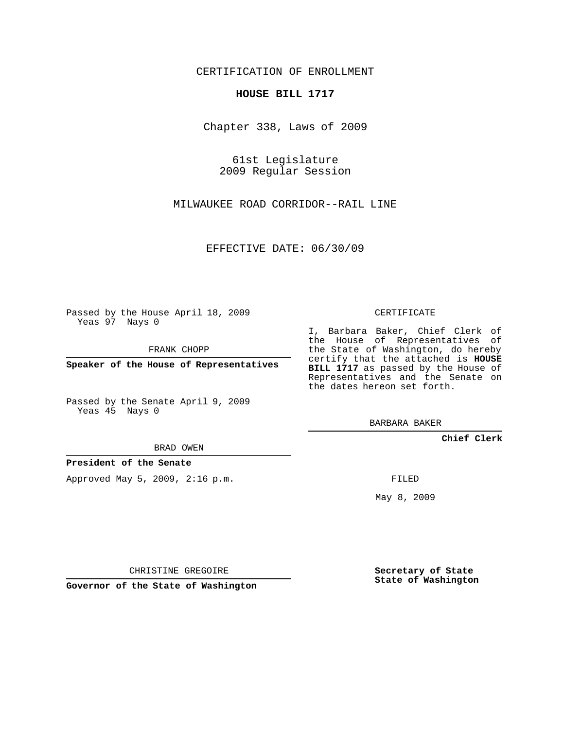CERTIFICATION OF ENROLLMENT

**HOUSE BILL 1717**

Chapter 338, Laws of 2009

61st Legislature
2009 Regular Session

MILWAUKEE ROAD CORRIDOR--RAIL LINE

EFFECTIVE DATE: 06/30/09

Passed by the House April 18, 2009
Yeas 97 Nays 0

FRANK CHOPP

**Speaker of the House of Representatives**

Passed by the Senate April 9, 2009
Yeas 45 Nays 0

BRAD OWEN

**President of the Senate**

Approved May 5, 2009, 2:16 p.m.

CHRISTINE GREGOIRE

**Governor of the State of Washington**

CERTIFICATE

I, Barbara Baker, Chief Clerk of the House of Representatives of the State of Washington, do hereby certify that the attached is **HOUSE BILL 1717** as passed by the House of Representatives and the Senate on the dates hereon set forth.

BARBARA BAKER

**Chief Clerk**

FILED

May 8, 2009

**Secretary of State**
**State of Washington**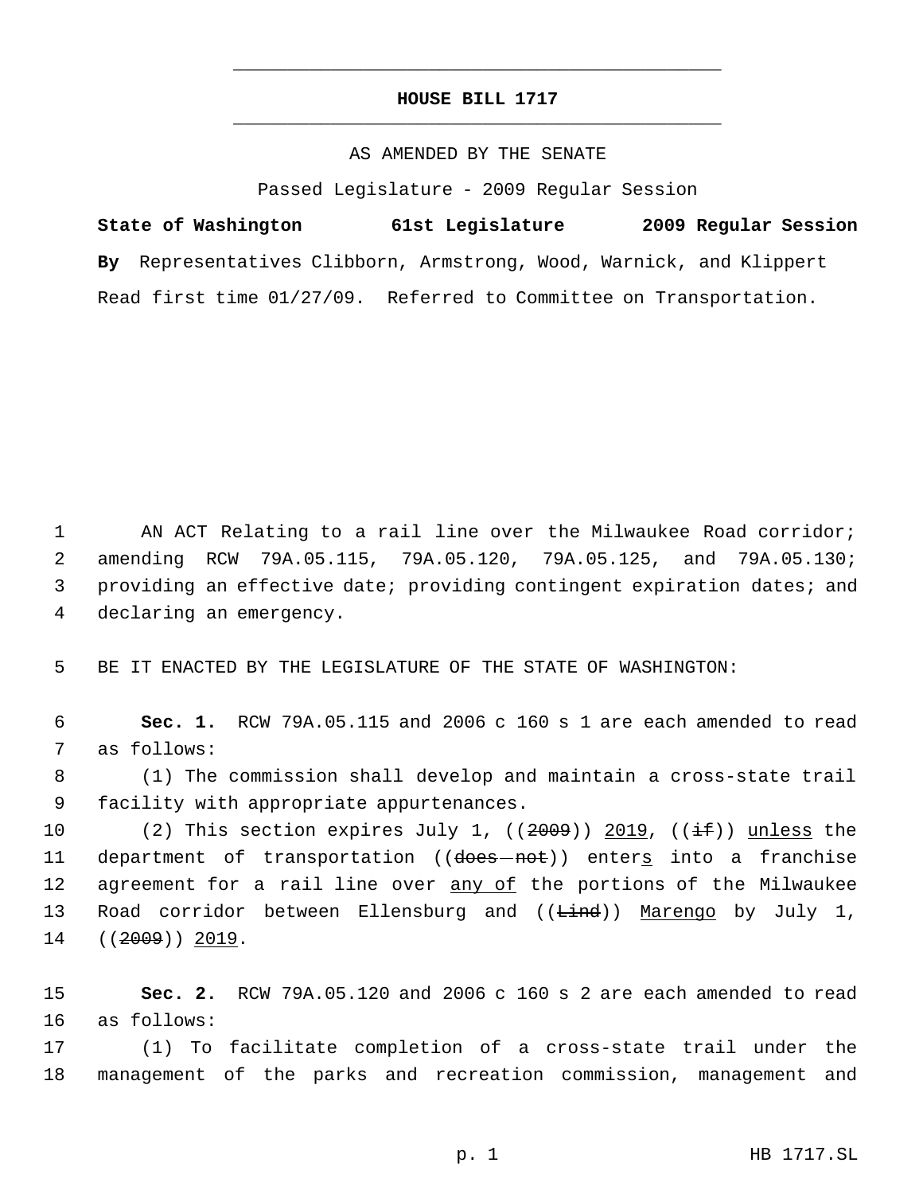# HOUSE BILL 1717

AS AMENDED BY THE SENATE

Passed Legislature - 2009 Regular Session

**State of Washington 61st Legislature 2009 Regular Session**

**By** Representatives Clibborn, Armstrong, Wood, Warnick, and Klippert

Read first time 01/27/09. Referred to Committee on Transportation.

AN ACT Relating to a rail line over the Milwaukee Road corridor; amending RCW 79A.05.115, 79A.05.120, 79A.05.125, and 79A.05.130; providing an effective date; providing contingent expiration dates; and declaring an emergency.

BE IT ENACTED BY THE LEGISLATURE OF THE STATE OF WASHINGTON:

**Sec. 1.** RCW 79A.05.115 and 2006 c 160 s 1 are each amended to read as follows:

(1) The commission shall develop and maintain a cross-state trail facility with appropriate appurtenances.

(2) This section expires July 1, ((~~2009~~)) <u>2019</u>, ((~~if~~)) <u>unless</u> the department of transportation ((~~does not~~)) enter<u>s</u> into a franchise agreement for a rail line over <u>any of</u> the portions of the Milwaukee Road corridor between Ellensburg and ((~~Lind~~)) <u>Marengo</u> by July 1, ((~~2009~~)) <u>2019</u>.

**Sec. 2.** RCW 79A.05.120 and 2006 c 160 s 2 are each amended to read as follows:

(1) To facilitate completion of a cross-state trail under the management of the parks and recreation commission, management and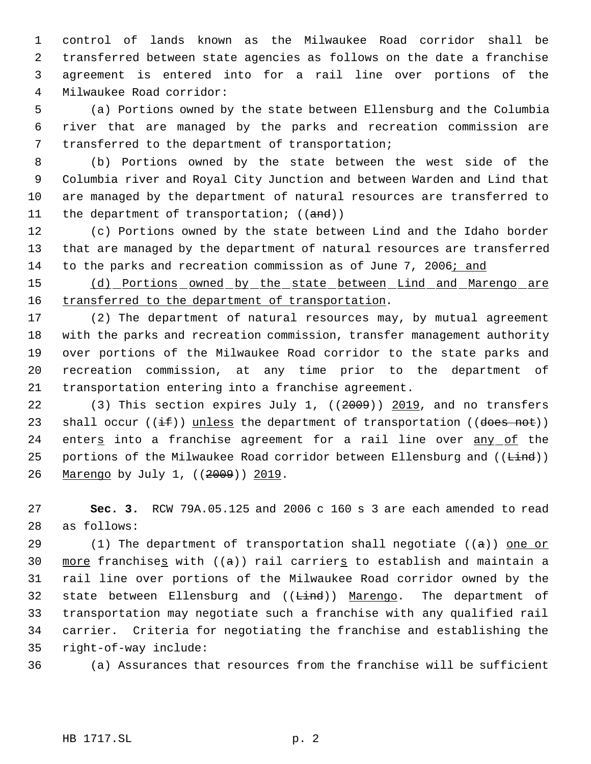control of lands known as the Milwaukee Road corridor shall be transferred between state agencies as follows on the date a franchise agreement is entered into for a rail line over portions of the Milwaukee Road corridor:

(a) Portions owned by the state between Ellensburg and the Columbia river that are managed by the parks and recreation commission are transferred to the department of transportation;

(b) Portions owned by the state between the west side of the Columbia river and Royal City Junction and between Warden and Lind that are managed by the department of natural resources are transferred to the department of transportation; ((~~and~~))

(c) Portions owned by the state between Lind and the Idaho border that are managed by the department of natural resources are transferred to the parks and recreation commission as of June 7, 2006<u>; and</u>

<u>(d) Portions owned by the state between Lind and Marengo are transferred to the department of transportation</u>.

(2) The department of natural resources may, by mutual agreement with the parks and recreation commission, transfer management authority over portions of the Milwaukee Road corridor to the state parks and recreation commission, at any time prior to the department of transportation entering into a franchise agreement.

(3) This section expires July 1, ((~~2009~~)) <u>2019</u>, and no transfers shall occur ((~~if~~)) <u>unless</u> the department of transportation ((~~does not~~)) enter<u>s</u> into a franchise agreement for a rail line over <u>any of</u> the portions of the Milwaukee Road corridor between Ellensburg and ((~~Lind~~)) <u>Marengo</u> by July 1, ((~~2009~~)) <u>2019</u>.

**Sec. 3.** RCW 79A.05.125 and 2006 c 160 s 3 are each amended to read as follows:

(1) The department of transportation shall negotiate ((~~a~~)) <u>one or more</u> franchise<u>s</u> with ((~~a~~)) rail carrier<u>s</u> to establish and maintain a rail line over portions of the Milwaukee Road corridor owned by the state between Ellensburg and ((~~Lind~~)) <u>Marengo</u>. The department of transportation may negotiate such a franchise with any qualified rail carrier. Criteria for negotiating the franchise and establishing the right-of-way include:

(a) Assurances that resources from the franchise will be sufficient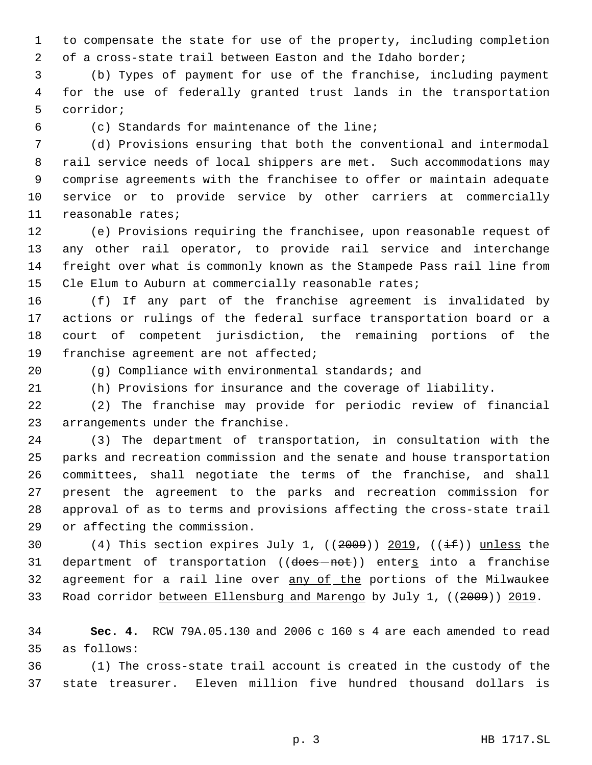to compensate the state for use of the property, including completion of a cross-state trail between Easton and the Idaho border;

(b) Types of payment for use of the franchise, including payment for the use of federally granted trust lands in the transportation corridor;

(c) Standards for maintenance of the line;

(d) Provisions ensuring that both the conventional and intermodal rail service needs of local shippers are met. Such accommodations may comprise agreements with the franchisee to offer or maintain adequate service or to provide service by other carriers at commercially reasonable rates;

(e) Provisions requiring the franchisee, upon reasonable request of any other rail operator, to provide rail service and interchange freight over what is commonly known as the Stampede Pass rail line from Cle Elum to Auburn at commercially reasonable rates;

(f) If any part of the franchise agreement is invalidated by actions or rulings of the federal surface transportation board or a court of competent jurisdiction, the remaining portions of the franchise agreement are not affected;

(g) Compliance with environmental standards; and

(h) Provisions for insurance and the coverage of liability.

(2) The franchise may provide for periodic review of financial arrangements under the franchise.

(3) The department of transportation, in consultation with the parks and recreation commission and the senate and house transportation committees, shall negotiate the terms of the franchise, and shall present the agreement to the parks and recreation commission for approval of as to terms and provisions affecting the cross-state trail or affecting the commission.

(4) This section expires July 1, ((~~2009~~)) <u>2019</u>, ((~~if~~)) <u>unless</u> the department of transportation ((~~does not~~)) enter<u>s</u> into a franchise agreement for a rail line over <u>any of the</u> portions of the Milwaukee Road corridor <u>between Ellensburg and Marengo</u> by July 1, ((~~2009~~)) <u>2019</u>.

**Sec. 4.** RCW 79A.05.130 and 2006 c 160 s 4 are each amended to read as follows:

(1) The cross-state trail account is created in the custody of the state treasurer. Eleven million five hundred thousand dollars is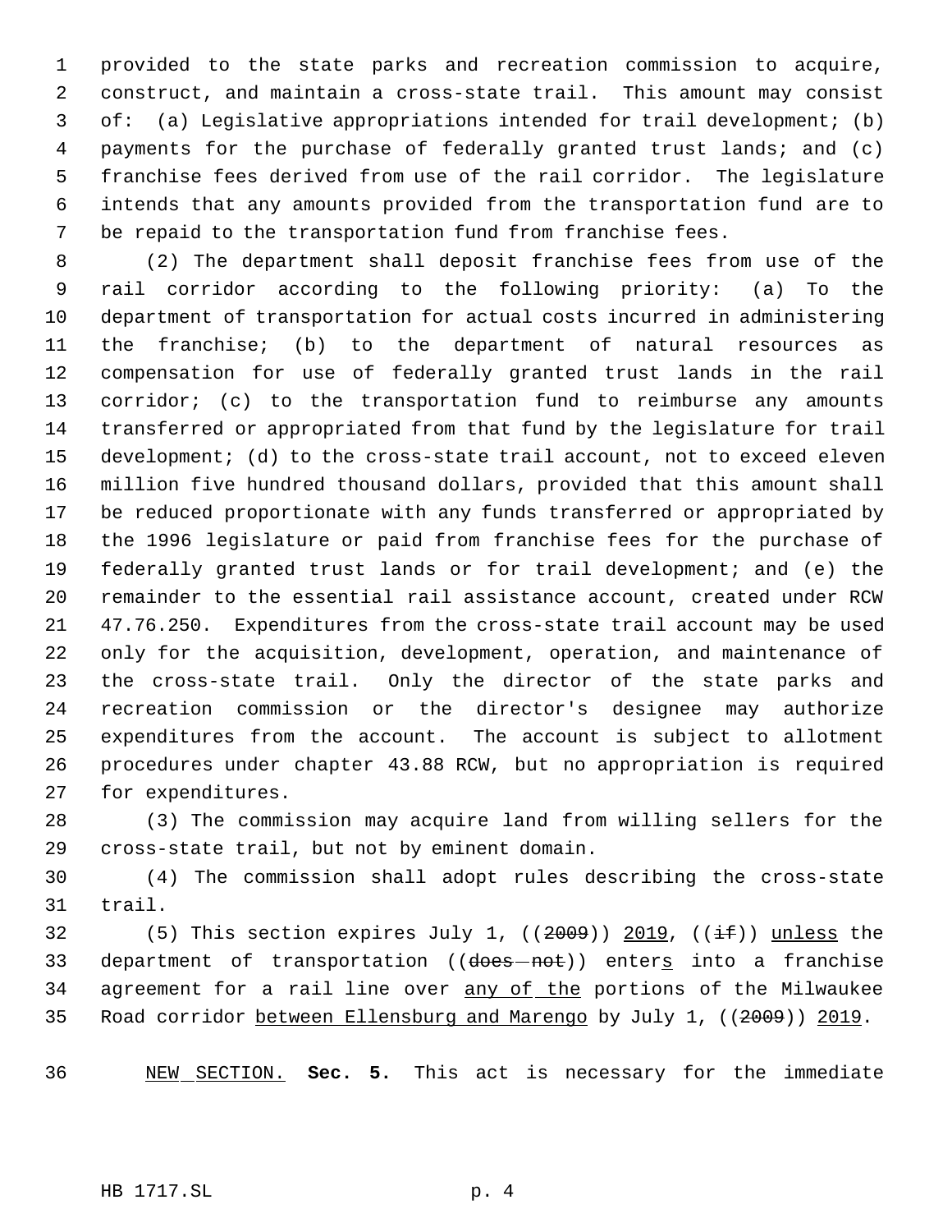provided to the state parks and recreation commission to acquire, construct, and maintain a cross-state trail. This amount may consist of: (a) Legislative appropriations intended for trail development; (b) payments for the purchase of federally granted trust lands; and (c) franchise fees derived from use of the rail corridor. The legislature intends that any amounts provided from the transportation fund are to be repaid to the transportation fund from franchise fees.

(2) The department shall deposit franchise fees from use of the rail corridor according to the following priority: (a) To the department of transportation for actual costs incurred in administering the franchise; (b) to the department of natural resources as compensation for use of federally granted trust lands in the rail corridor; (c) to the transportation fund to reimburse any amounts transferred or appropriated from that fund by the legislature for trail development; (d) to the cross-state trail account, not to exceed eleven million five hundred thousand dollars, provided that this amount shall be reduced proportionate with any funds transferred or appropriated by the 1996 legislature or paid from franchise fees for the purchase of federally granted trust lands or for trail development; and (e) the remainder to the essential rail assistance account, created under RCW 47.76.250. Expenditures from the cross-state trail account may be used only for the acquisition, development, operation, and maintenance of the cross-state trail. Only the director of the state parks and recreation commission or the director's designee may authorize expenditures from the account. The account is subject to allotment procedures under chapter 43.88 RCW, but no appropriation is required for expenditures.

(3) The commission may acquire land from willing sellers for the cross-state trail, but not by eminent domain.

(4) The commission shall adopt rules describing the cross-state trail.

(5) This section expires July 1, ((~~2009~~)) <u>2019</u>, ((~~if~~)) <u>unless</u> the department of transportation ((~~does not~~)) enter<u>s</u> into a franchise agreement for a rail line over <u>any of the</u> portions of the Milwaukee Road corridor <u>between Ellensburg and Marengo</u> by July 1, ((~~2009~~)) <u>2019</u>.

<u>NEW SECTION.</u> **Sec. 5.** This act is necessary for the immediate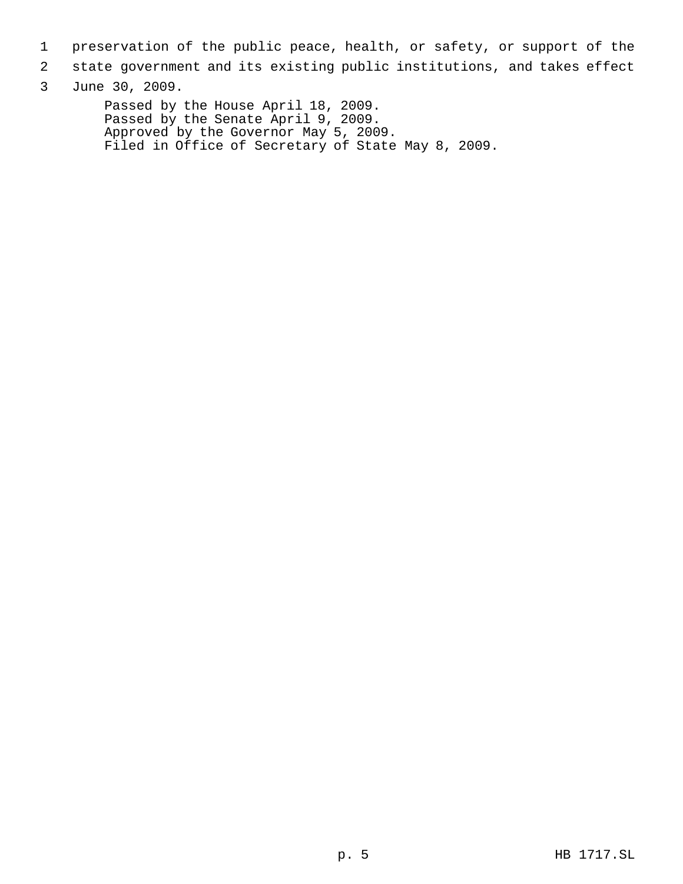preservation of the public peace, health, or safety, or support of the state government and its existing public institutions, and takes effect June 30, 2009.

Passed by the House April 18, 2009.
Passed by the Senate April 9, 2009.
Approved by the Governor May 5, 2009.
Filed in Office of Secretary of State May 8, 2009.